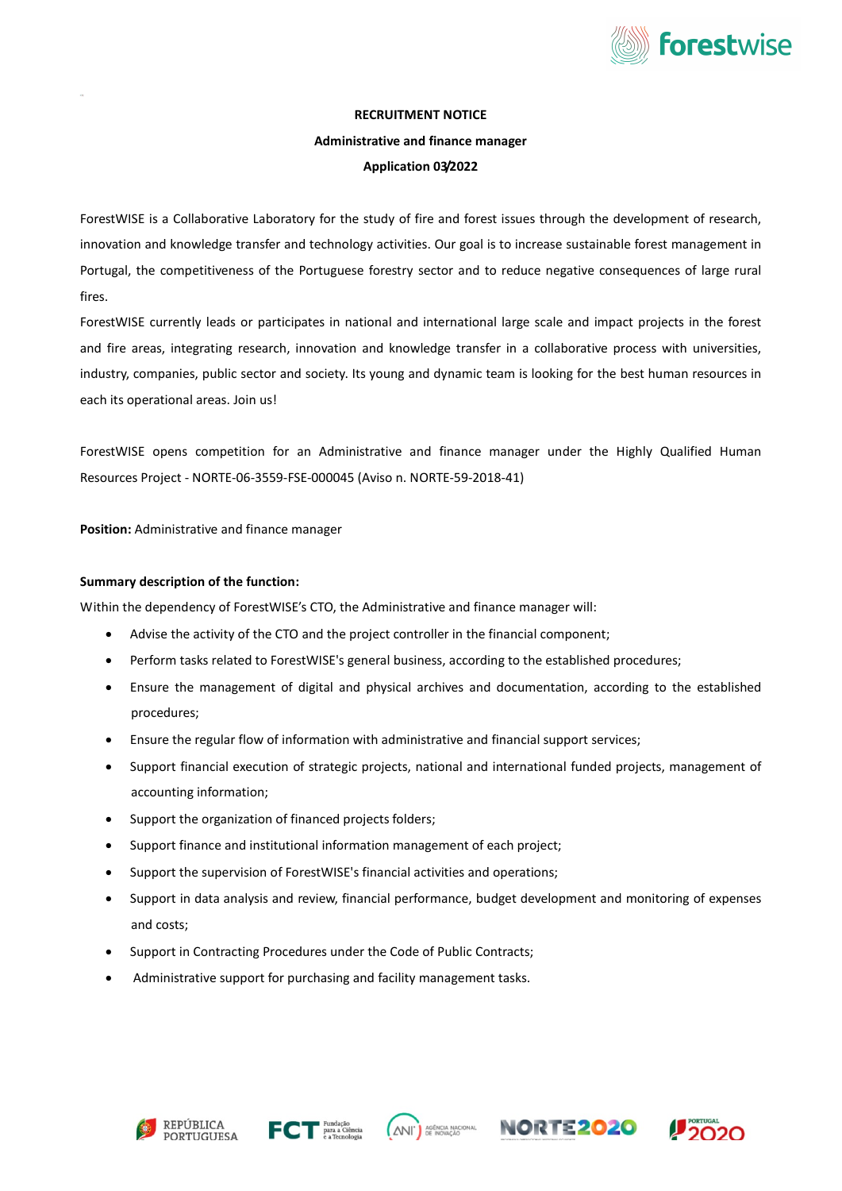**RECRUITMENT NOTICE**

**Administrative and finance manager**

**Application 03/2022**

ForestWISE is a Collaborative Laboratory for the study of fire and forest issues through the development of research, innovation and knowledge transfer and technology activities. Our goal is to increase sustainable forest management in Portugal, the competitiveness of the Portuguese forestry sector and to reduce negative consequences of large rural fires.

ForestWISE currently leads or participates in national and international large scale and impact projects in the forest and fire areas, integrating research, innovation and knowledge transfer in a collaborative process with universities, industry, companies, public sector and society. Its young and dynamic team is looking for the best human resources in each its operational areas. Join us!

ForestWISE opens competition for an Administrative and finance manager under the Highly Qualified Human Resources Project - NORTE-06-3559-FSE-000045 (Aviso n. NORTE-59-2018-41)

**Position:** Administrative and finance manager

**Summary description of the function:**

Within the dependency of ForestWISE's CTO, the Administrative and finance manager will:

- Advise the activity of the CTO and the project controller in the financial component;
- Perform tasks related to ForestWISE's general business, according to the established procedures;
- Ensure the management of digital and physical archives and documentation, according to the established procedures;
- Ensure the regular flow of information with administrative and financial support services;
- Support financial execution of strategic projects, national and international funded projects, management of accounting information;
- Support the organization of financed projects folders;
- Support finance and institutional information management of each project;
- Support the supervision of ForestWISE's financial activities and operations;
- Support in data analysis and review, financial performance, budget development and monitoring of expenses and costs;
- Support in Contracting Procedures under the Code of Public Contracts;
- Administrative support for purchasing and facility management tasks.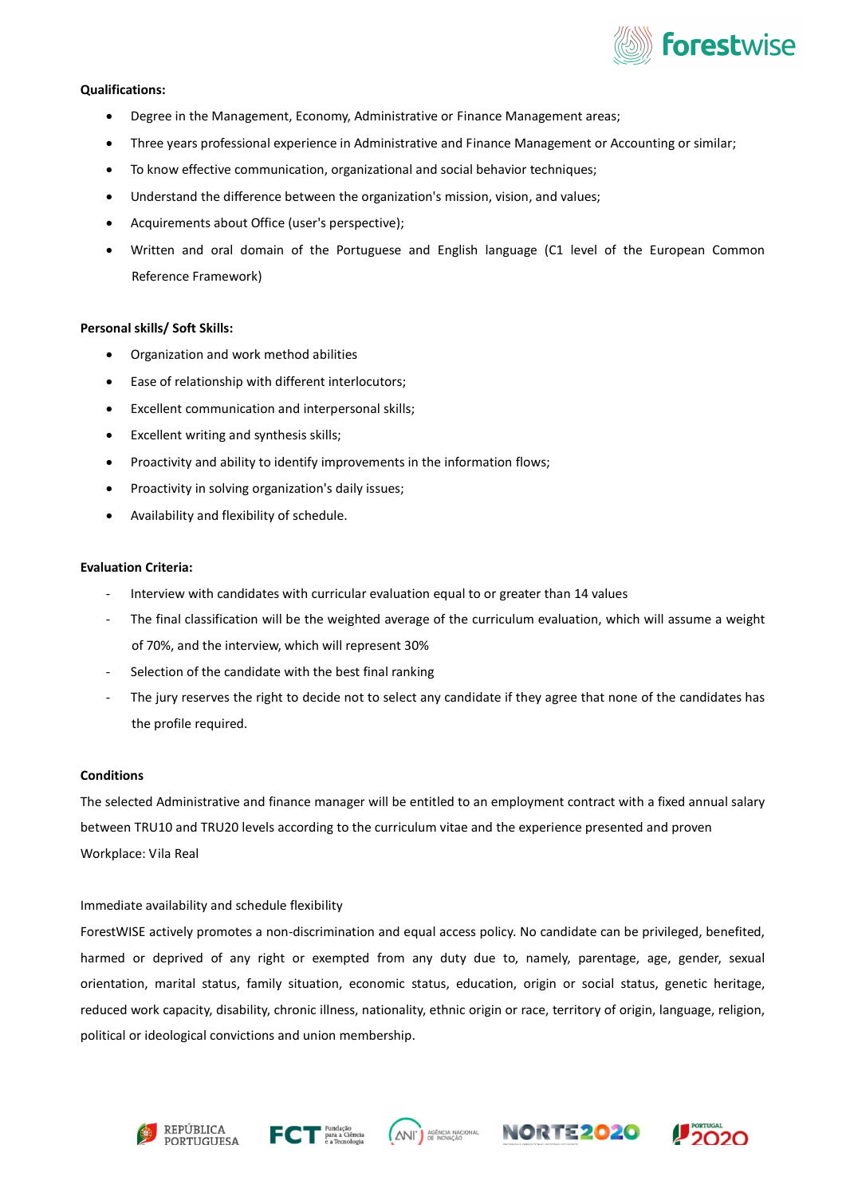**Qualifications:**

- Degree in the Management, Economy, Administrative or Finance Management areas;
- Three years professional experience in Administrative and Finance Management or Accounting or similar;
- To know effective communication, organizational and social behavior techniques;
- Understand the difference between the organization's mission, vision, and values;
- Acquirements about Office (user's perspective);
- Written and oral domain of the Portuguese and English language (C1 level of the European Common Reference Framework)

**Personal skills/ Soft Skills:**

- Organization and work method abilities
- Ease of relationship with different interlocutors;
- Excellent communication and interpersonal skills;
- Excellent writing and synthesis skills;
- Proactivity and ability to identify improvements in the information flows;
- Proactivity in solving organization's daily issues;
- Availability and flexibility of schedule.

**Evaluation Criteria:**

- Interview with candidates with curricular evaluation equal to or greater than 14 values
- The final classification will be the weighted average of the curriculum evaluation, which will assume a weight of 70%, and the interview, which will represent 30%
- Selection of the candidate with the best final ranking
- The jury reserves the right to decide not to select any candidate if they agree that none of the candidates has the profile required.

**Conditions**

The selected Administrative and finance manager will be entitled to an employment contract with a fixed annual salary between TRU10 and TRU20 levels according to the curriculum vitae and the experience presented and proven

Workplace: Vila Real

Immediate availability and schedule flexibility

ForestWISE actively promotes a non-discrimination and equal access policy. No candidate can be privileged, benefited, harmed or deprived of any right or exempted from any duty due to, namely, parentage, age, gender, sexual orientation, marital status, family situation, economic status, education, origin or social status, genetic heritage, reduced work capacity, disability, chronic illness, nationality, ethnic origin or race, territory of origin, language, religion, political or ideological convictions and union membership.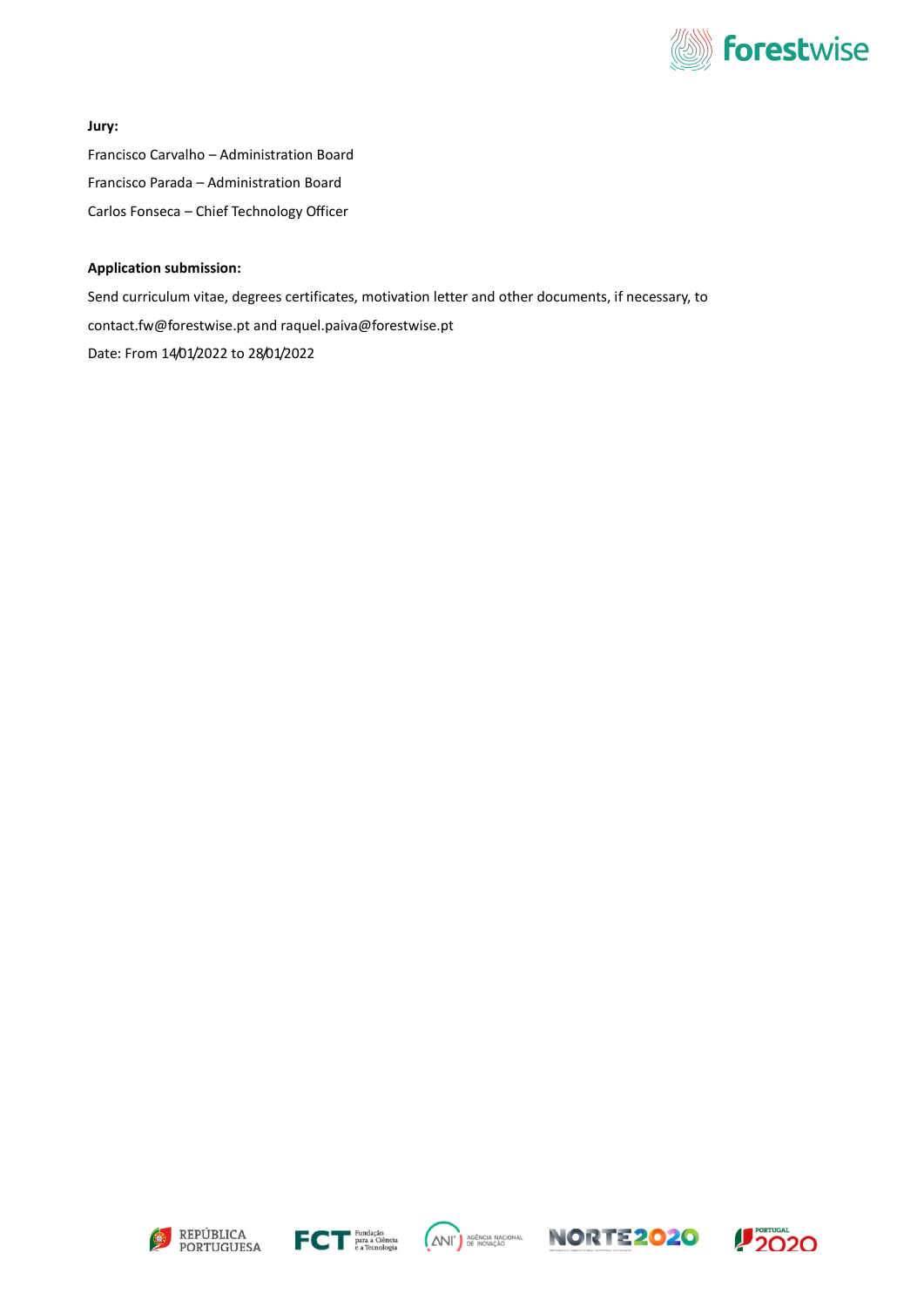**Jury:**

Francisco Carvalho – Administration Board

Francisco Parada – Administration Board

Carlos Fonseca – Chief Technology Officer

**Application submission:**

Send curriculum vitae, degrees certificates, motivation letter and other documents, if necessary, to contact.fw@forestwise.pt and raquel.paiva@forestwise.pt

Date: From 14/01/2022 to 28/01/2022